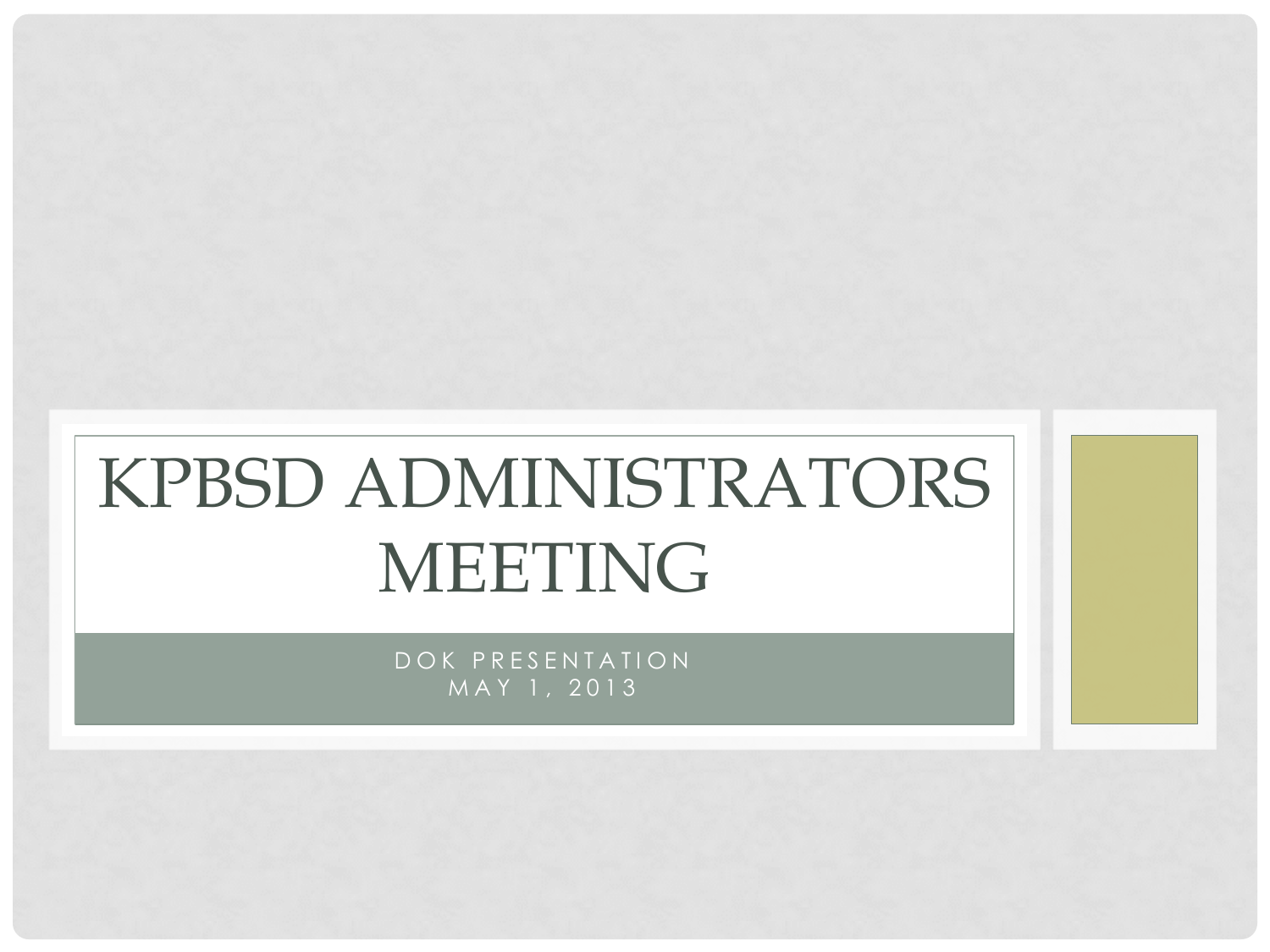# KPBSD ADMINISTRATORS MEETING

DOK PRESENTATION
MAY 1, 2013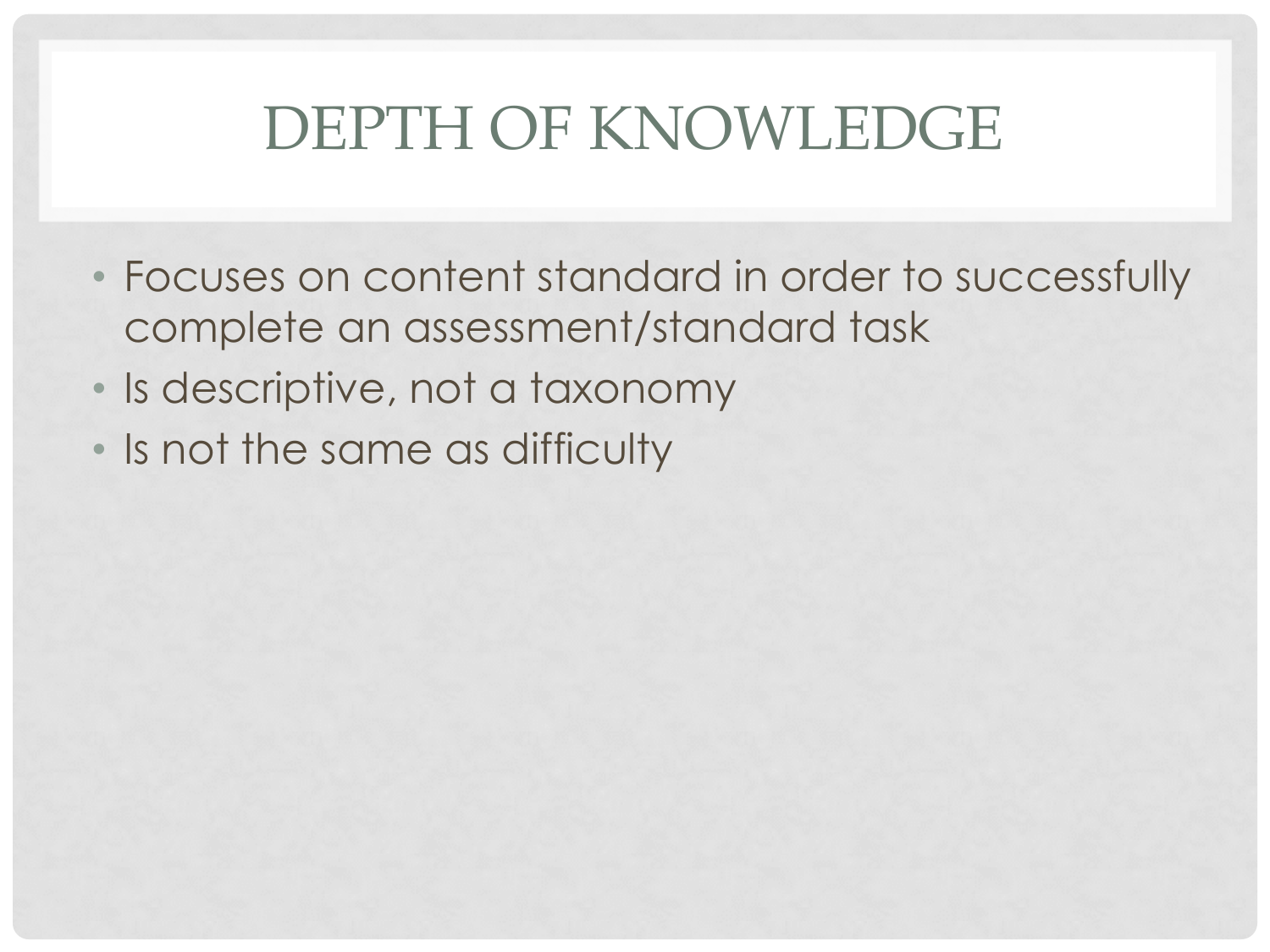# DEPTH OF KNOWLEDGE

- Focuses on content standard in order to successfully complete an assessment/standard task
- Is descriptive, not a taxonomy
- Is not the same as difficulty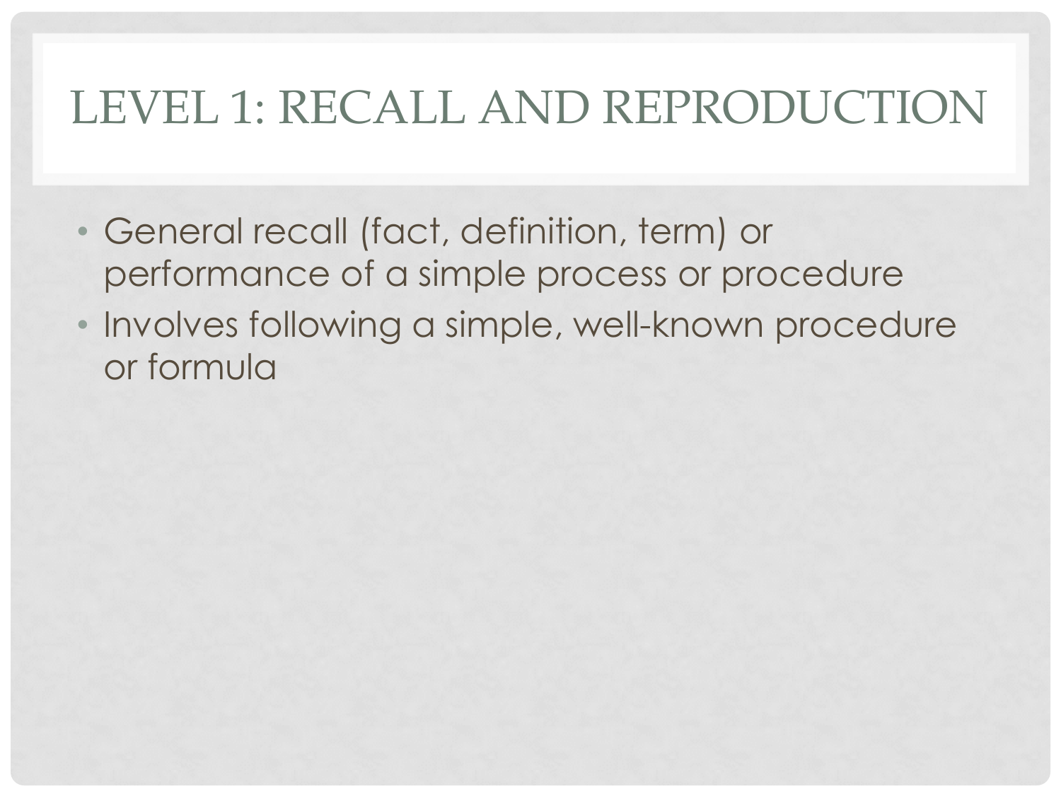# LEVEL 1: RECALL AND REPRODUCTION

- General recall (fact, definition, term) or performance of a simple process or procedure
- Involves following a simple, well-known procedure or formula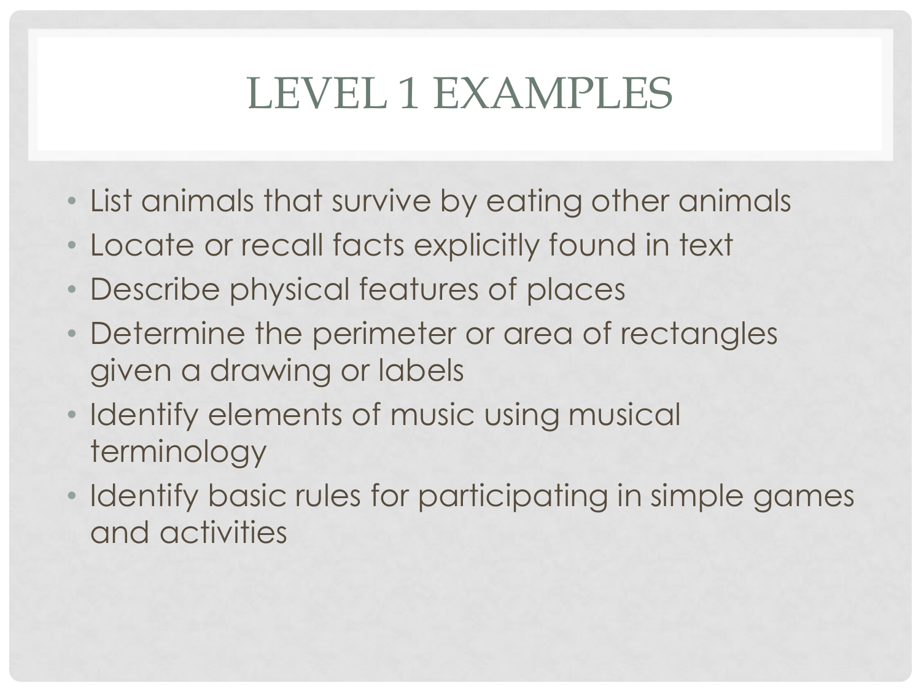# LEVEL 1 EXAMPLES

- List animals that survive by eating other animals
- Locate or recall facts explicitly found in text
- Describe physical features of places
- Determine the perimeter or area of rectangles given a drawing or labels
- Identify elements of music using musical terminology
- Identify basic rules for participating in simple games and activities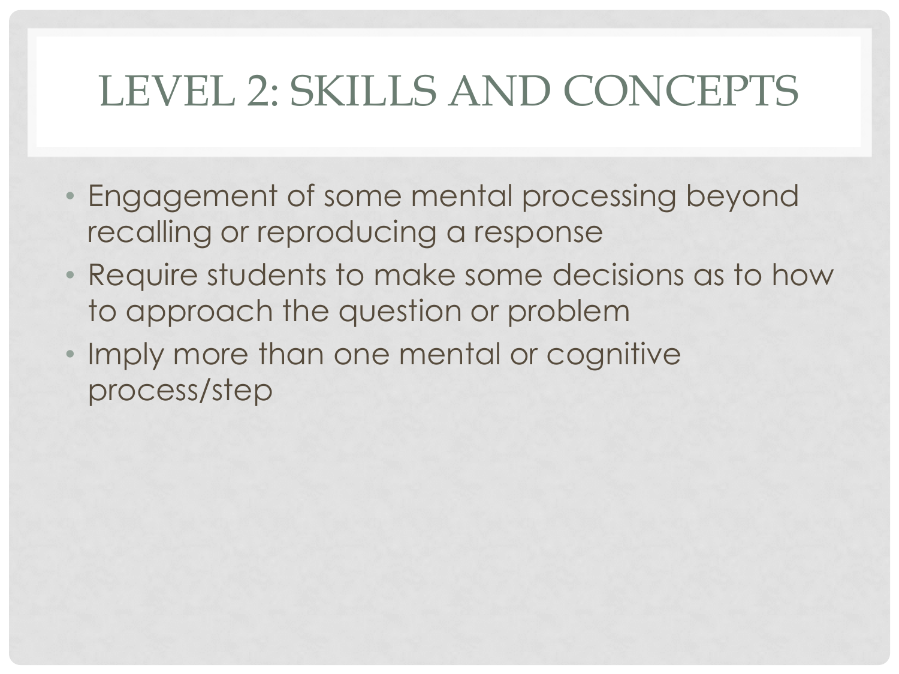# LEVEL 2: SKILLS AND CONCEPTS

- Engagement of some mental processing beyond recalling or reproducing a response
- Require students to make some decisions as to how to approach the question or problem
- Imply more than one mental or cognitive process/step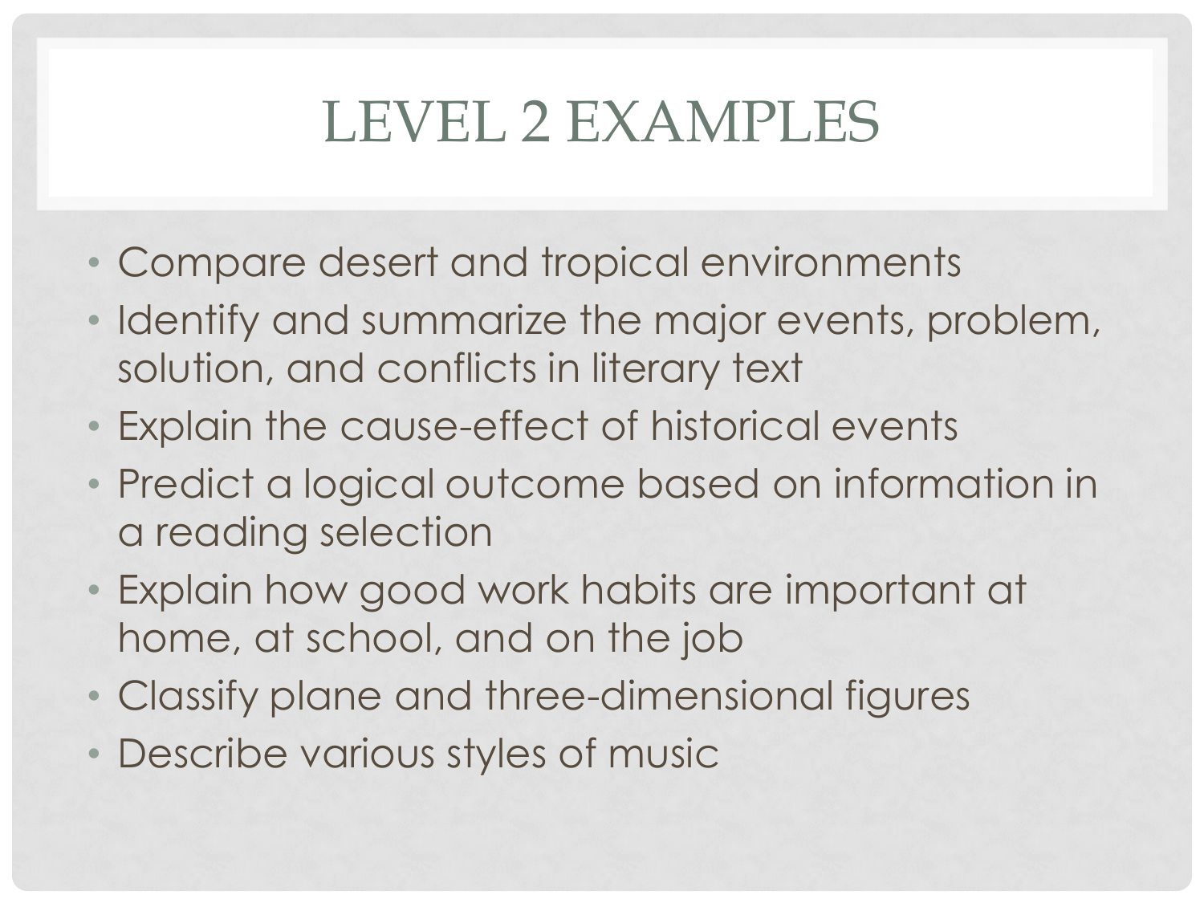# LEVEL 2 EXAMPLES

- Compare desert and tropical environments
- Identify and summarize the major events, problem, solution, and conflicts in literary text
- Explain the cause-effect of historical events
- Predict a logical outcome based on information in a reading selection
- Explain how good work habits are important at home, at school, and on the job
- Classify plane and three-dimensional figures
- Describe various styles of music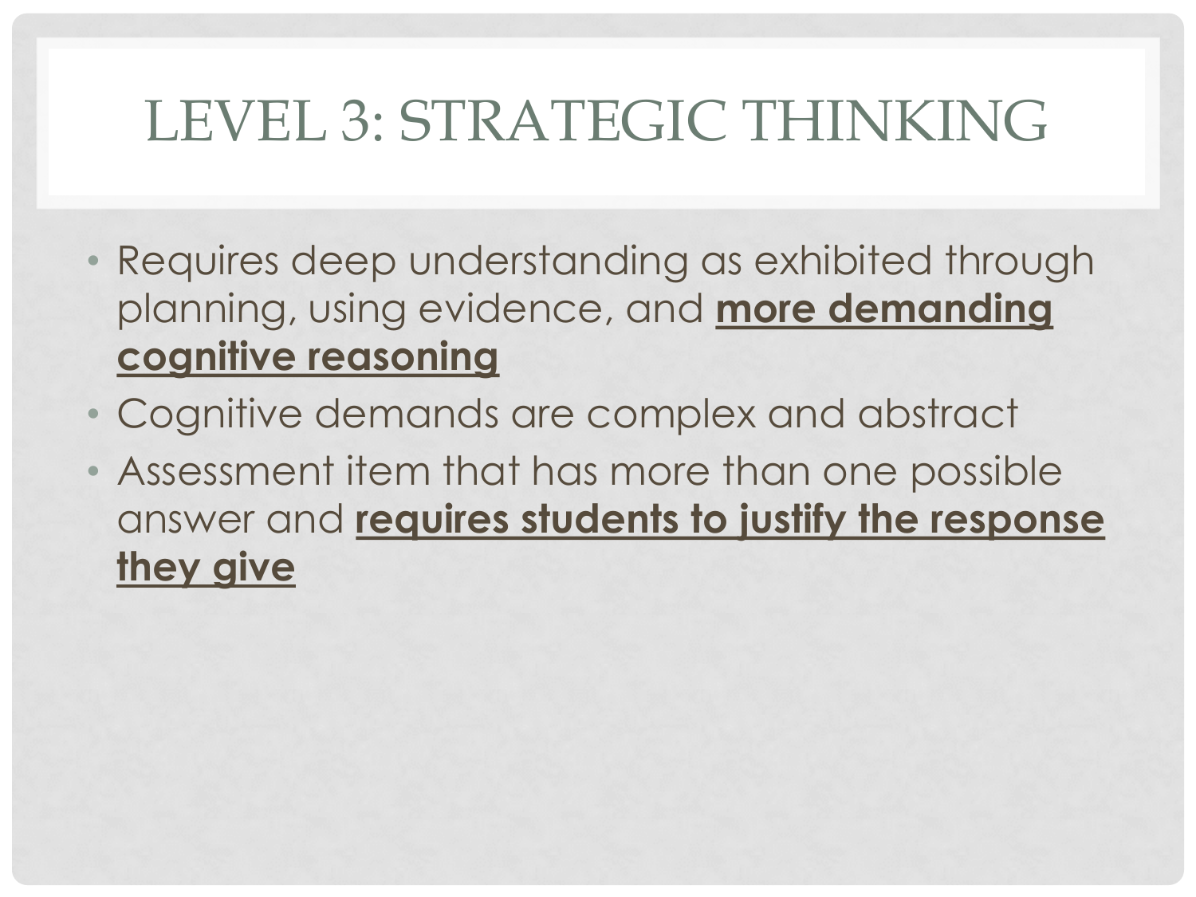# LEVEL 3: STRATEGIC THINKING

- Requires deep understanding as exhibited through planning, using evidence, and **<u>more demanding cognitive reasoning</u>**
- Cognitive demands are complex and abstract
- Assessment item that has more than one possible answer and **<u>requires students to justify the response they give</u>**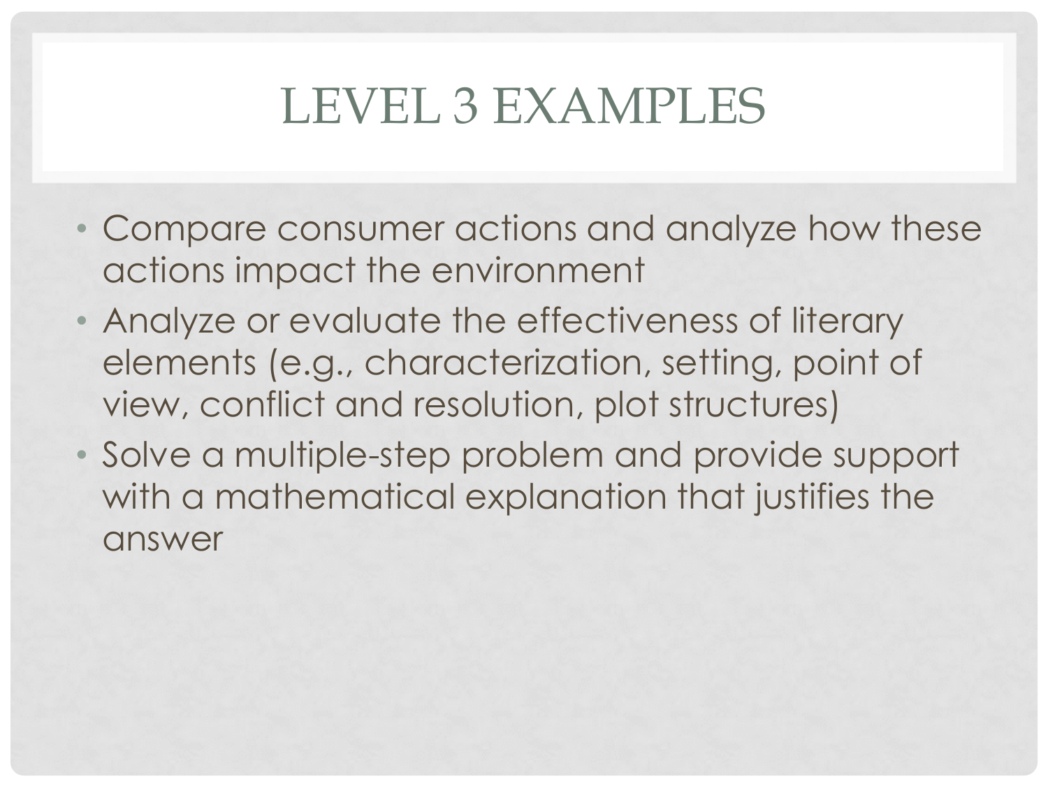# LEVEL 3 EXAMPLES

- Compare consumer actions and analyze how these actions impact the environment
- Analyze or evaluate the effectiveness of literary elements (e.g., characterization, setting, point of view, conflict and resolution, plot structures)
- Solve a multiple-step problem and provide support with a mathematical explanation that justifies the answer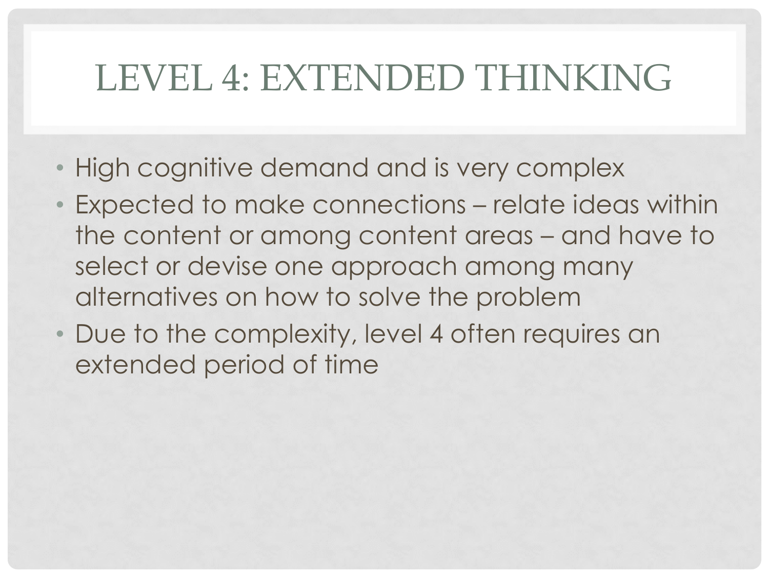# LEVEL 4: EXTENDED THINKING

- High cognitive demand and is very complex
- Expected to make connections – relate ideas within the content or among content areas – and have to select or devise one approach among many alternatives on how to solve the problem
- Due to the complexity, level 4 often requires an extended period of time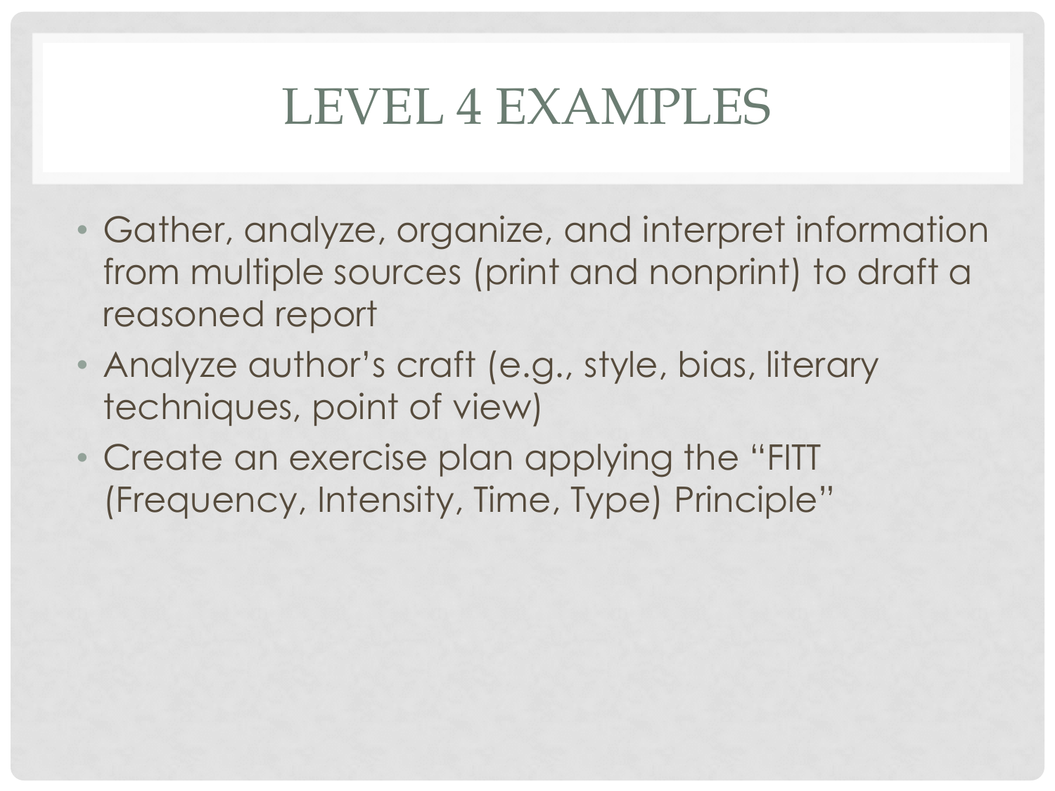# LEVEL 4 EXAMPLES

- Gather, analyze, organize, and interpret information from multiple sources (print and nonprint) to draft a reasoned report
- Analyze author's craft (e.g., style, bias, literary techniques, point of view)
- Create an exercise plan applying the "FITT (Frequency, Intensity, Time, Type) Principle"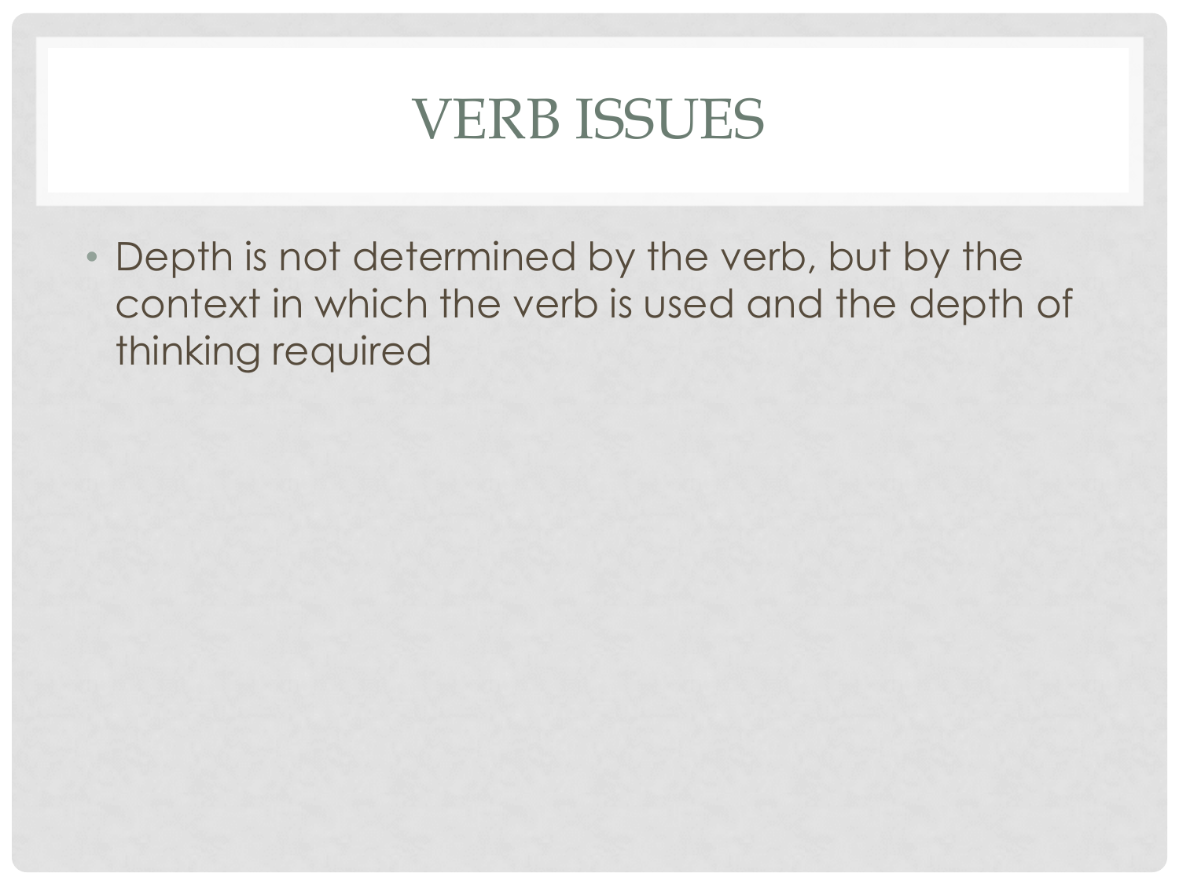# VERB ISSUES

- Depth is not determined by the verb, but by the context in which the verb is used and the depth of thinking required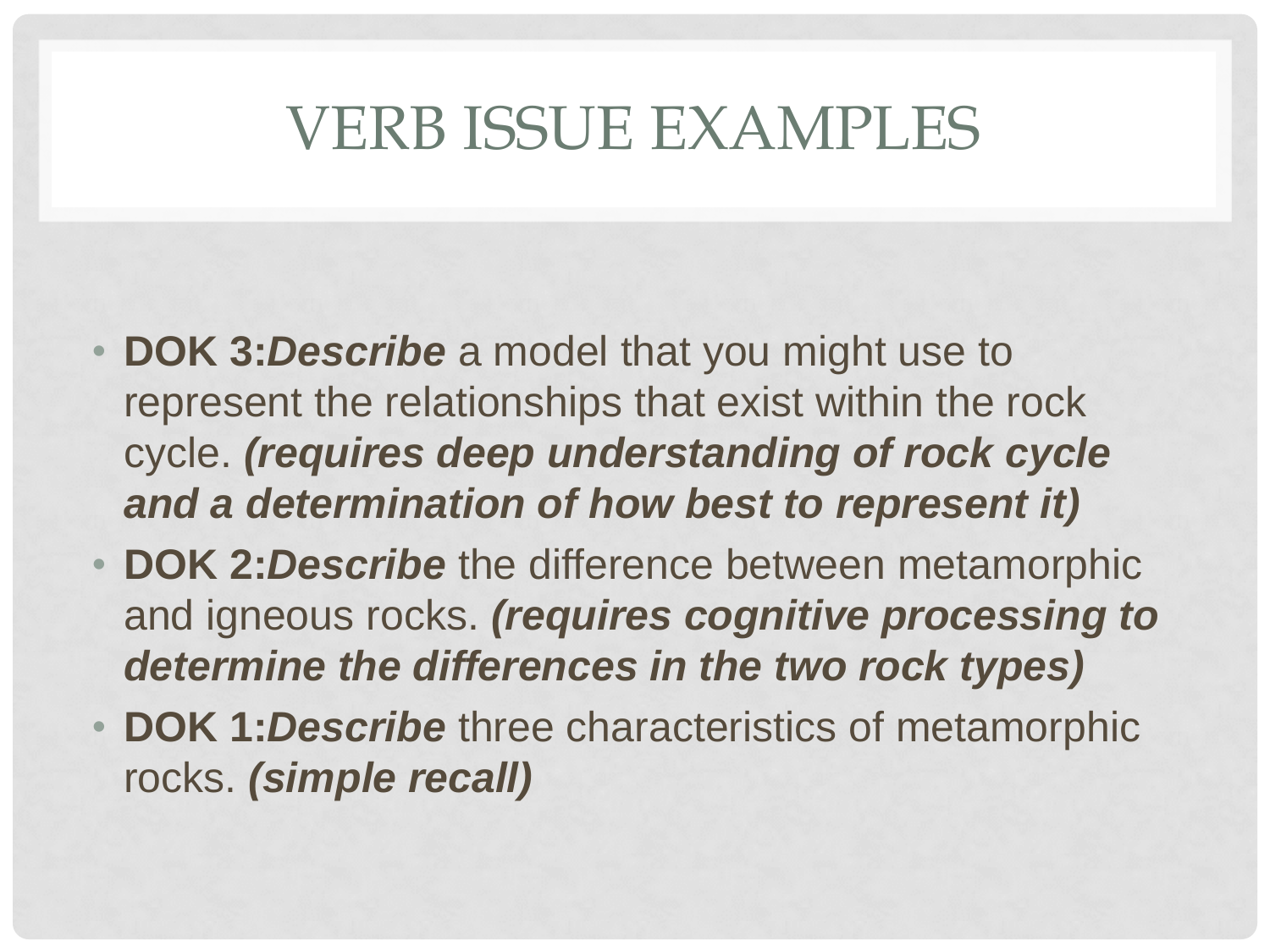# VERB ISSUE EXAMPLES

- **DOK 3:*Describe*** a model that you might use to represent the relationships that exist within the rock cycle. ***(requires deep understanding of rock cycle and a determination of how best to represent it)***
- **DOK 2:*Describe*** the difference between metamorphic and igneous rocks. ***(requires cognitive processing to determine the differences in the two rock types)***
- **DOK 1:*Describe*** three characteristics of metamorphic rocks. ***(simple recall)***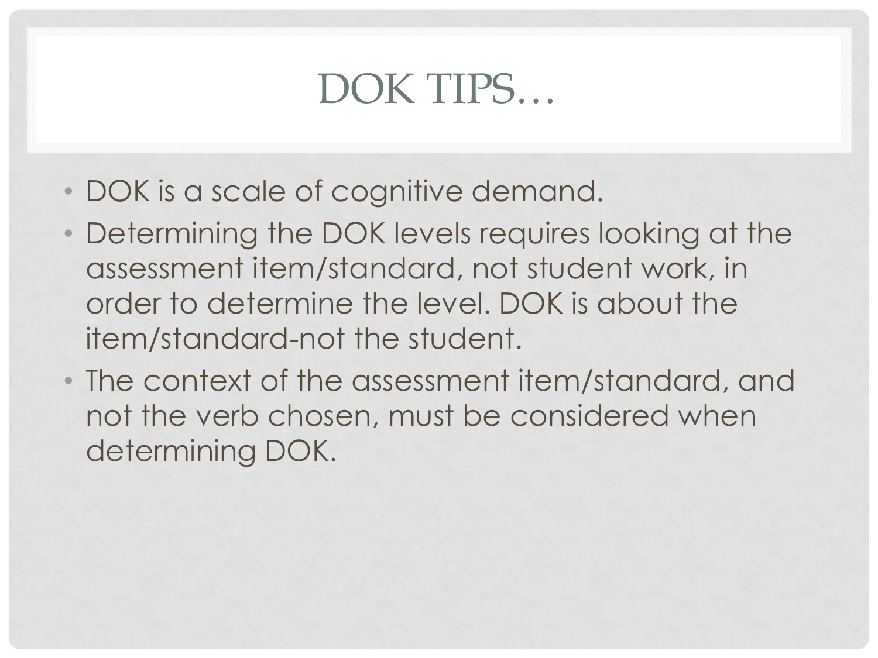# DOK TIPS…

- DOK is a scale of cognitive demand.
- Determining the DOK levels requires looking at the assessment item/standard, not student work, in order to determine the level. DOK is about the item/standard-not the student.
- The context of the assessment item/standard, and not the verb chosen, must be considered when determining DOK.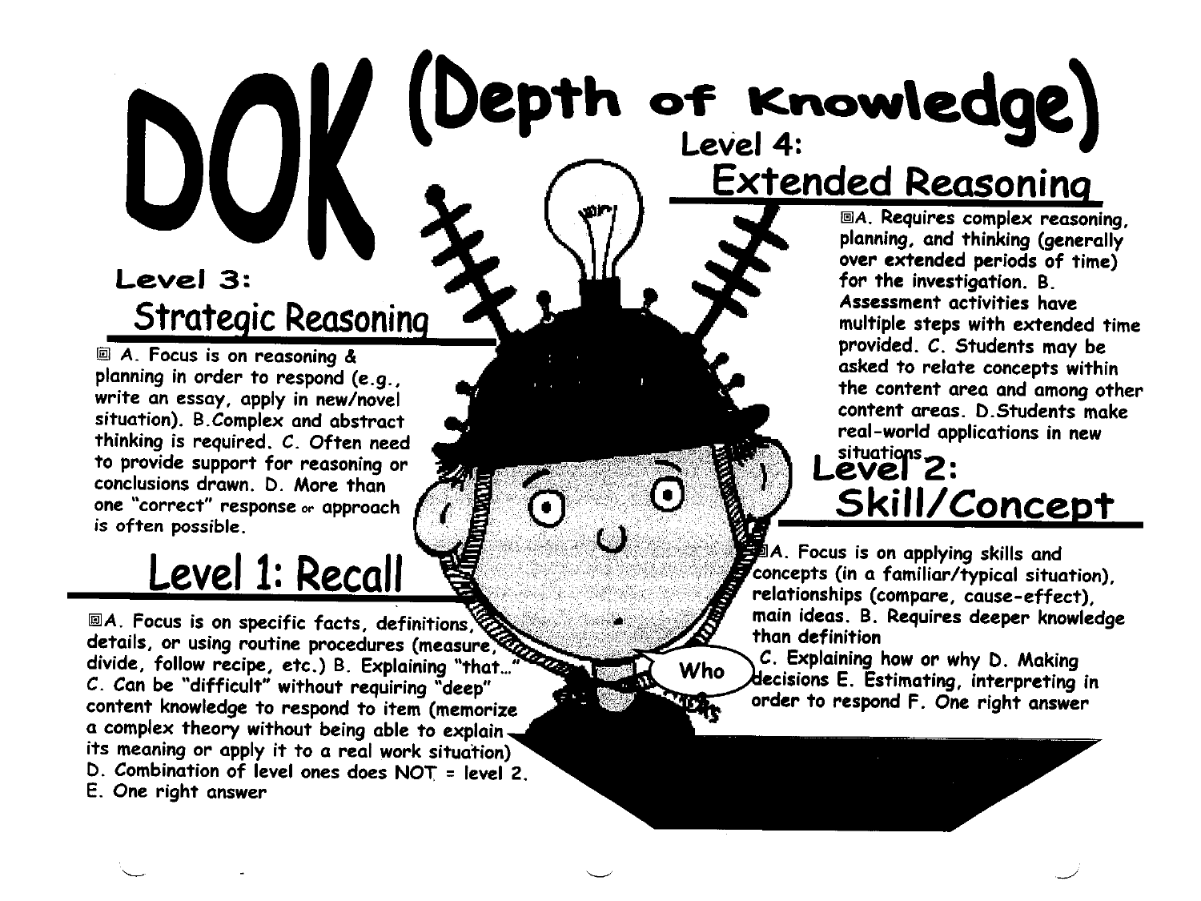# DOK (Depth of Knowledge)

## Level 1: Recall

A. Focus is on specific facts, definitions, details, or using routine procedures (measure, divide, follow recipe, etc.) B. Explaining "that…" C. Can be "difficult" without requiring "deep" content knowledge to respond to item (memorize a complex theory without being able to explain its meaning or apply it to a real work situation) D. Combination of level ones does NOT = level 2. E. One right answer

## Level 2: Skill/Concept

A. Focus is on applying skills and concepts (in a familiar/typical situation), relationships (compare, cause-effect), main ideas. B. Requires deeper knowledge than definition C. Explaining how or why D. Making decisions E. Estimating, interpreting in order to respond F. One right answer

## Level 3: Strategic Reasoning

A. Focus is on reasoning & planning in order to respond (e.g., write an essay, apply in new/novel situation). B. Complex and abstract thinking is required. C. Often need to provide support for reasoning or conclusions drawn. D. More than one "correct" response or approach is often possible.

## Level 4: Extended Reasoning

A. Requires complex reasoning, planning, and thinking (generally over extended periods of time) for the investigation. B. Assessment activities have multiple steps with extended time provided. C. Students may be asked to relate concepts within the content area and among other content areas. D. Students make real-world applications in new situations.

Who